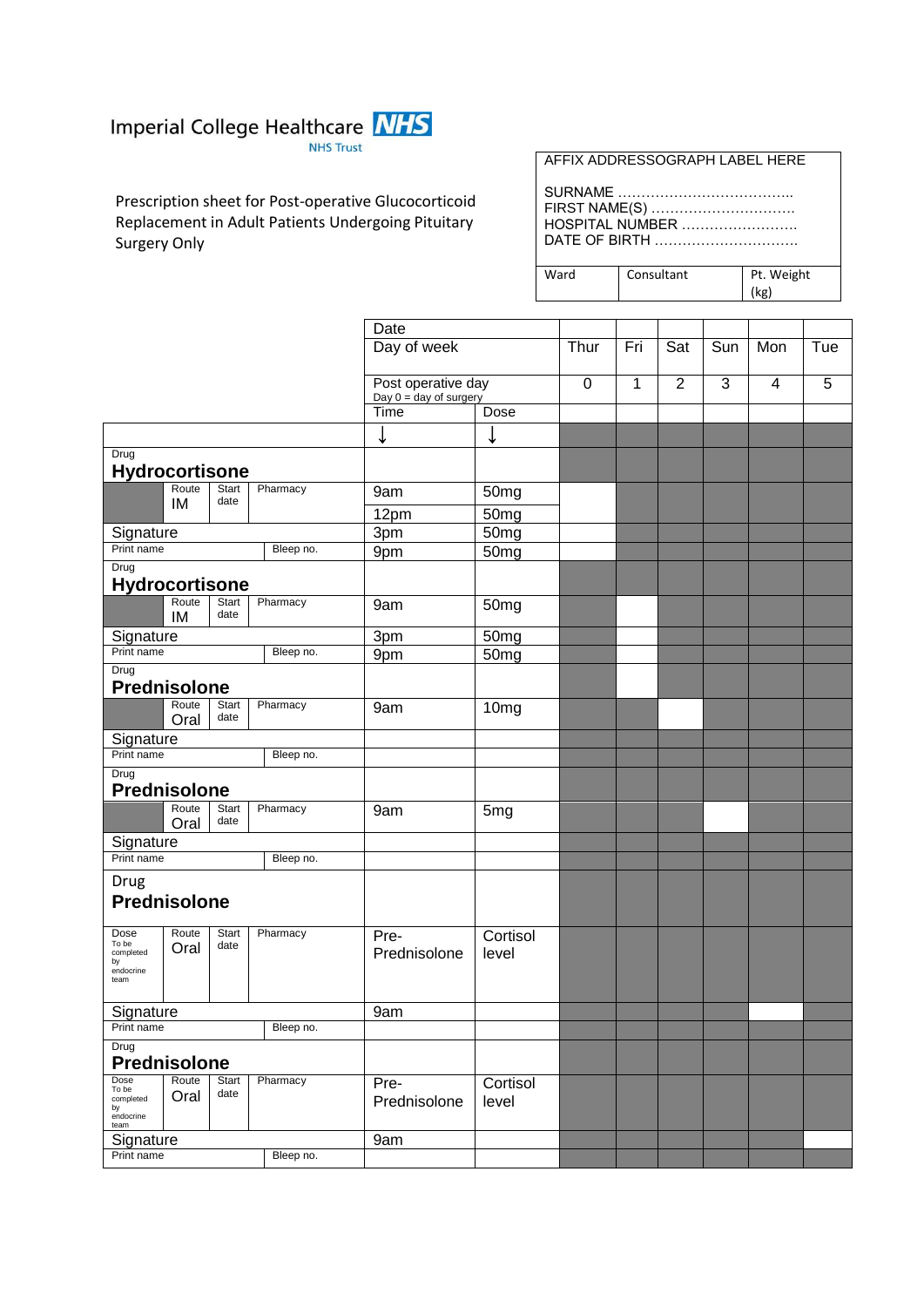Imperial College Healthcare NHS Trust

Prescription sheet for Post-operative Glucocorticoid Replacement in Adult Patients Undergoing Pituitary Surgery Only

| AFFIX ADDRESSOGRAPH LABEL HERE | | |
|---|---|---|
| SURNAME ……………………………….. | | |
| FIRST NAME(S) ………………………….. | | |
| HOSPITAL NUMBER ……………………. | | |
| DATE OF BIRTH …………………………. | | |
| Ward | Consultant | Pt. Weight (kg) |

| | Date | | | | | | | |
|---|---|---|---|---|---|---|---|---|
| | Day of week | | Thur | Fri | Sat | Sun | Mon | Tue |
| | Post operative day (Day 0 = day of surgery) | | 0 | 1 | 2 | 3 | 4 | 5 |
| | Time ↓ | Dose ↓ | | | | | | |
| Drug **Hydrocortisone** | | | | | | | | |
| Route IM; Start date; Pharmacy | 9am | 50mg | | | | | | |
| | 12pm | 50mg | | | | | | |
| Signature | 3pm | 50mg | | | | | | |
| Print name; Bleep no. | 9pm | 50mg | | | | | | |
| Drug **Hydrocortisone** | | | | | | | | |
| Route IM; Start date; Pharmacy | 9am | 50mg | | | | | | |
| Signature | 3pm | 50mg | | | | | | |
| Print name; Bleep no. | 9pm | 50mg | | | | | | |
| Drug **Prednisolone** | | | | | | | | |
| Route Oral; Start date; Pharmacy | 9am | 10mg | | | | | | |
| Signature | | | | | | | | |
| Print name; Bleep no. | | | | | | | | |
| Drug **Prednisolone** | | | | | | | | |
| Route Oral; Start date; Pharmacy | 9am | 5mg | | | | | | |
| Signature | | | | | | | | |
| Print name; Bleep no. | | | | | | | | |
| Drug **Prednisolone** | | | | | | | | |
| Dose (To be completed by endocrine team); Route Oral; Start date; Pharmacy | Pre-Prednisolone | Cortisol level | | | | | | |
| Signature | 9am | | | | | | | |
| Print name; Bleep no. | | | | | | | | |
| Drug **Prednisolone** | | | | | | | | |
| Dose (To be completed by endocrine team); Route Oral; Start date; Pharmacy | Pre-Prednisolone | Cortisol level | | | | | | |
| Signature | 9am | | | | | | | |
| Print name; Bleep no. | | | | | | | | |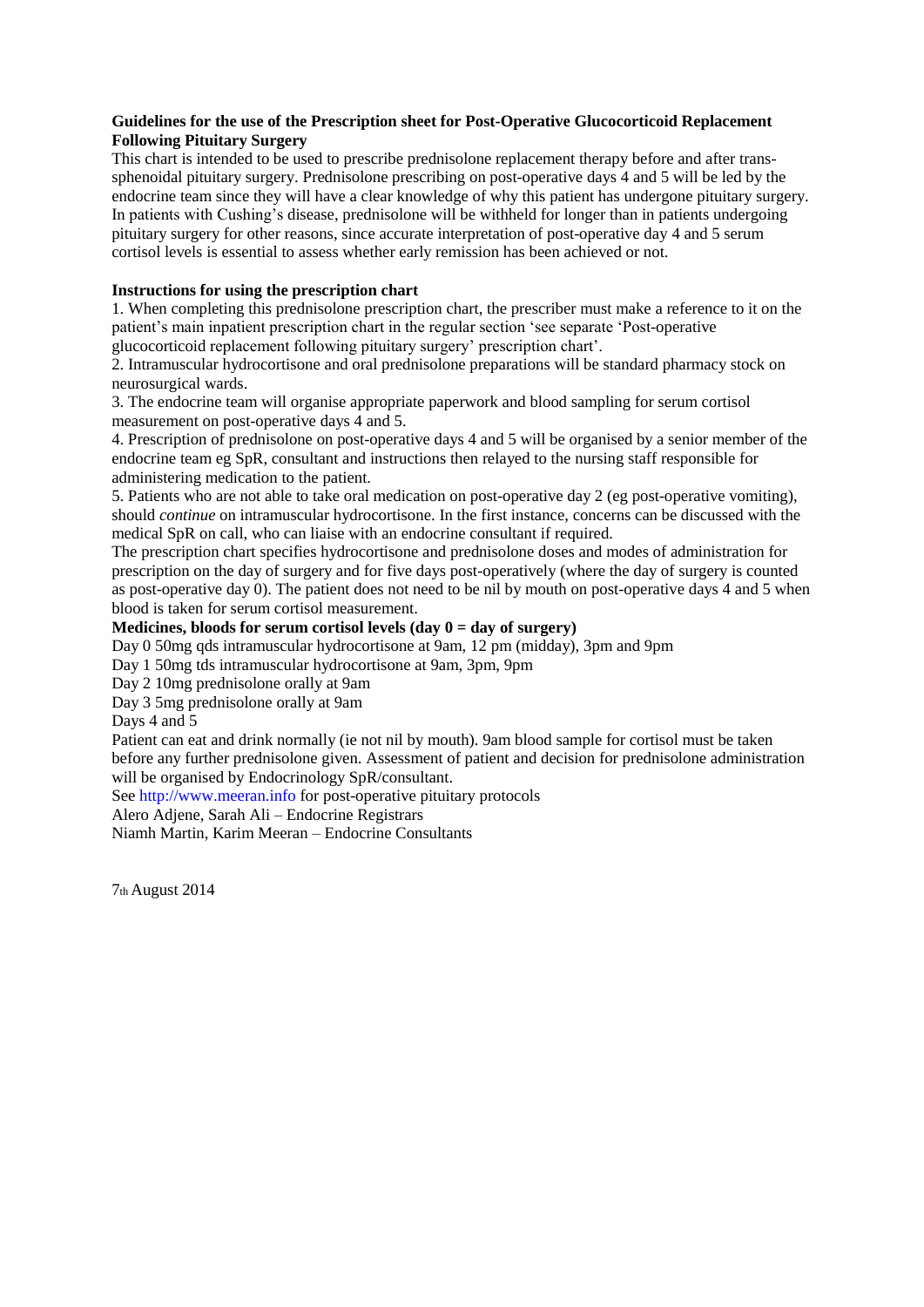**Guidelines for the use of the Prescription sheet for Post-Operative Glucocorticoid Replacement Following Pituitary Surgery**

This chart is intended to be used to prescribe prednisolone replacement therapy before and after trans-sphenoidal pituitary surgery. Prednisolone prescribing on post-operative days 4 and 5 will be led by the endocrine team since they will have a clear knowledge of why this patient has undergone pituitary surgery. In patients with Cushing's disease, prednisolone will be withheld for longer than in patients undergoing pituitary surgery for other reasons, since accurate interpretation of post-operative day 4 and 5 serum cortisol levels is essential to assess whether early remission has been achieved or not.

**Instructions for using the prescription chart**

1. When completing this prednisolone prescription chart, the prescriber must make a reference to it on the patient's main inpatient prescription chart in the regular section 'see separate 'Post-operative glucocorticoid replacement following pituitary surgery' prescription chart'.
2. Intramuscular hydrocortisone and oral prednisolone preparations will be standard pharmacy stock on neurosurgical wards.
3. The endocrine team will organise appropriate paperwork and blood sampling for serum cortisol measurement on post-operative days 4 and 5.
4. Prescription of prednisolone on post-operative days 4 and 5 will be organised by a senior member of the endocrine team eg SpR, consultant and instructions then relayed to the nursing staff responsible for administering medication to the patient.
5. Patients who are not able to take oral medication on post-operative day 2 (eg post-operative vomiting), should *continue* on intramuscular hydrocortisone. In the first instance, concerns can be discussed with the medical SpR on call, who can liaise with an endocrine consultant if required.

The prescription chart specifies hydrocortisone and prednisolone doses and modes of administration for prescription on the day of surgery and for five days post-operatively (where the day of surgery is counted as post-operative day 0). The patient does not need to be nil by mouth on post-operative days 4 and 5 when blood is taken for serum cortisol measurement.

**Medicines, bloods for serum cortisol levels (day 0 = day of surgery)**

Day 0 50mg qds intramuscular hydrocortisone at 9am, 12 pm (midday), 3pm and 9pm

Day 1 50mg tds intramuscular hydrocortisone at 9am, 3pm, 9pm

Day 2 10mg prednisolone orally at 9am

Day 3 5mg prednisolone orally at 9am

Days 4 and 5

Patient can eat and drink normally (ie not nil by mouth). 9am blood sample for cortisol must be taken before any further prednisolone given. Assessment of patient and decision for prednisolone administration will be organised by Endocrinology SpR/consultant.

See http://www.meeran.info for post-operative pituitary protocols

Alero Adjene, Sarah Ali – Endocrine Registrars

Niamh Martin, Karim Meeran – Endocrine Consultants

7th August 2014